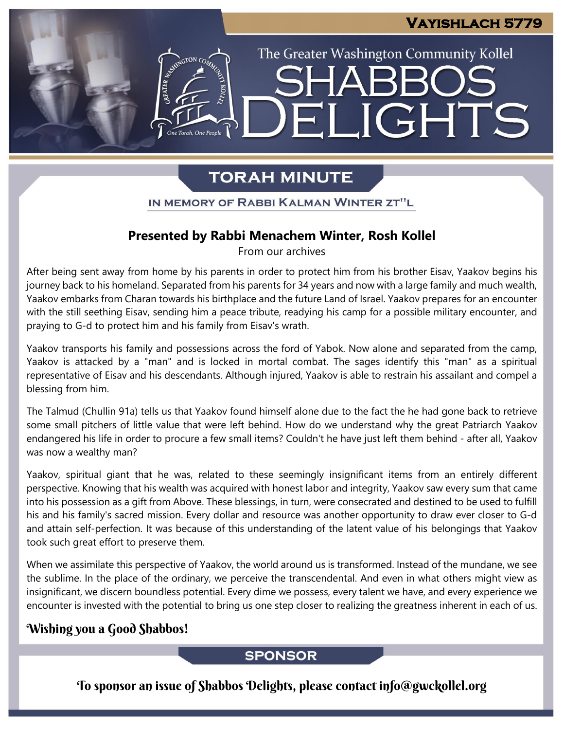Vayishlach 5779

The Greater Washington Community Kollel

# Shabbos Delights

## Torah Minute

### In memory of Rabbi Kalman Winter zt"l

**Presented by Rabbi Menachem Winter, Rosh Kollel**

From our archives

After being sent away from home by his parents in order to protect him from his brother Eisav, Yaakov begins his journey back to his homeland. Separated from his parents for 34 years and now with a large family and much wealth, Yaakov embarks from Charan towards his birthplace and the future Land of Israel. Yaakov prepares for an encounter with the still seething Eisav, sending him a peace tribute, readying his camp for a possible military encounter, and praying to G-d to protect him and his family from Eisav's wrath.

Yaakov transports his family and possessions across the ford of Yabok. Now alone and separated from the camp, Yaakov is attacked by a "man" and is locked in mortal combat. The sages identify this "man" as a spiritual representative of Eisav and his descendants. Although injured, Yaakov is able to restrain his assailant and compel a blessing from him.

The Talmud (Chullin 91a) tells us that Yaakov found himself alone due to the fact the he had gone back to retrieve some small pitchers of little value that were left behind. How do we understand why the great Patriarch Yaakov endangered his life in order to procure a few small items? Couldn't he have just left them behind - after all, Yaakov was now a wealthy man?

Yaakov, spiritual giant that he was, related to these seemingly insignificant items from an entirely different perspective. Knowing that his wealth was acquired with honest labor and integrity, Yaakov saw every sum that came into his possession as a gift from Above. These blessings, in turn, were consecrated and destined to be used to fulfill his and his family's sacred mission. Every dollar and resource was another opportunity to draw ever closer to G-d and attain self-perfection. It was because of this understanding of the latent value of his belongings that Yaakov took such great effort to preserve them.

When we assimilate this perspective of Yaakov, the world around us is transformed. Instead of the mundane, we see the sublime. In the place of the ordinary, we perceive the transcendental. And even in what others might view as insignificant, we discern boundless potential. Every dime we possess, every talent we have, and every experience we encounter is invested with the potential to bring us one step closer to realizing the greatness inherent in each of us.

*Wishing you a Good Shabbos!*

## Sponsor

To sponsor an issue of Shabbos Delights, please contact info@gwckollel.org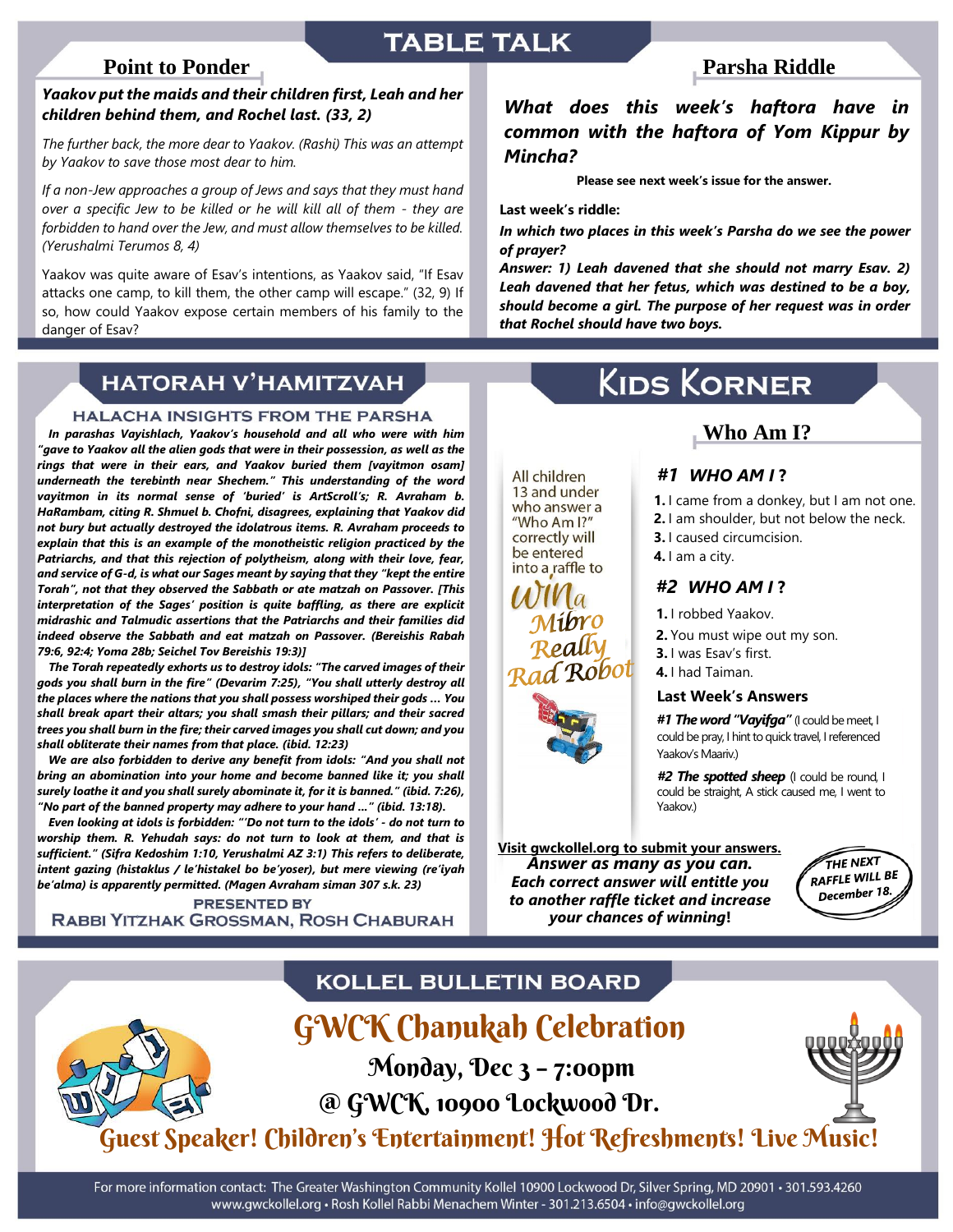# TABLE TALK

## Point to Ponder

***Yaakov put the maids and their children first, Leah and her children behind them, and Rochel last. (33, 2)***

*The further back, the more dear to Yaakov. (Rashi) This was an attempt by Yaakov to save those most dear to him.*

*If a non-Jew approaches a group of Jews and says that they must hand over a specific Jew to be killed or he will kill all of them - they are forbidden to hand over the Jew, and must allow themselves to be killed. (Yerushalmi Terumos 8, 4)*

Yaakov was quite aware of Esav's intentions, as Yaakov said, "If Esav attacks one camp, to kill them, the other camp will escape." (32, 9) If so, how could Yaakov expose certain members of his family to the danger of Esav?

## Parsha Riddle

***What does this week's haftora have in common with the haftora of Yom Kippur by Mincha?***

**Please see next week's issue for the answer.**

**Last week's riddle:**

***In which two places in this week's Parsha do we see the power of prayer?***

***Answer: 1) Leah davened that she should not marry Esav. 2) Leah davened that her fetus, which was destined to be a boy, should become a girl. The purpose of her request was in order that Rochel should have two boys.***

# HATORAH V'HAMITZVAH

## HALACHA INSIGHTS FROM THE PARSHA

***In parashas Vayishlach, Yaakov's household and all who were with him "gave to Yaakov all the alien gods that were in their possession, as well as the rings that were in their ears, and Yaakov buried them [vayitmon osam] underneath the terebinth near Shechem." This understanding of the word vayitmon in its normal sense of 'buried' is ArtScroll's; R. Avraham b. HaRambam, citing R. Shmuel b. Chofni, disagrees, explaining that Yaakov did not bury but actually destroyed the idolatrous items. R. Avraham proceeds to explain that this is an example of the monotheistic religion practiced by the Patriarchs, and that this rejection of polytheism, along with their love, fear, and service of G-d, is what our Sages meant by saying that they "kept the entire Torah", not that they observed the Sabbath or ate matzah on Passover. [This interpretation of the Sages' position is quite baffling, as there are explicit midrashic and Talmudic assertions that the Patriarchs and their families did indeed observe the Sabbath and eat matzah on Passover. (Bereishis Rabah 79:6, 92:4; Yoma 28b; Seichel Tov Bereishis 19:3)]***

***The Torah repeatedly exhorts us to destroy idols: "The carved images of their gods you shall burn in the fire" (Devarim 7:25), "You shall utterly destroy all the places where the nations that you shall possess worshiped their gods … You shall break apart their altars; you shall smash their pillars; and their sacred trees you shall burn in the fire; their carved images you shall cut down; and you shall obliterate their names from that place. (ibid. 12:23)***

***We are also forbidden to derive any benefit from idols: "And you shall not bring an abomination into your home and become banned like it; you shall surely loathe it and you shall surely abominate it, for it is banned." (ibid. 7:26), "No part of the banned property may adhere to your hand …" (ibid. 13:18).***

***Even looking at idols is forbidden: "'Do not turn to the idols' - do not turn to worship them. R. Yehudah says: do not turn to look at them, and that is sufficient." (Sifra Kedoshim 1:10, Yerushalmi AZ 3:1) This refers to deliberate, intent gazing (histaklus / le'histakel bo be'yoser), but mere viewing (re'iyah be'alma) is apparently permitted. (Magen Avraham siman 307 s.k. 23)***

PRESENTED BY
RABBI YITZHAK GROSSMAN, ROSH CHABURAH

# KIDS KORNER

All children 13 and under who answer a "Who Am I?" correctly will be entered into a raffle to

Win a Mibro Really Rad Robot

## Who Am I?

### #1 WHO AM I ?

1. I came from a donkey, but I am not one.
2. I am shoulder, but not below the neck.
3. I caused circumcision.
4. I am a city.

### #2 WHO AM I ?

1. I robbed Yaakov.
2. You must wipe out my son.
3. I was Esav's first.
4. I had Taiman.

### Last Week's Answers

***#1 The word "Vayifga"*** (I could be meet, I could be pray, I hint to quick travel, I referenced Yaakov's Maariv.)

***#2 The spotted sheep*** (I could be round, I could be straight, A stick caused me, I went to Yaakov.)

**Visit gwckollel.org to submit your answers.**
***Answer as many as you can. Each correct answer will entitle you to another raffle ticket and increase your chances of winning!***

***THE NEXT RAFFLE WILL BE December 18.***

# KOLLEL BULLETIN BOARD

## GWCK Chanukah Celebration

**Monday, Dec 3 – 7:00pm**

**@ GWCK, 10900 Lockwood Dr.**

**Guest Speaker! Children's Entertainment! Hot Refreshments! Live Music!**

For more information contact: The Greater Washington Community Kollel 10900 Lockwood Dr, Silver Spring, MD 20901 • 301.593.4260
www.gwckollel.org • Rosh Kollel Rabbi Menachem Winter - 301.213.6504 • info@gwckollel.org